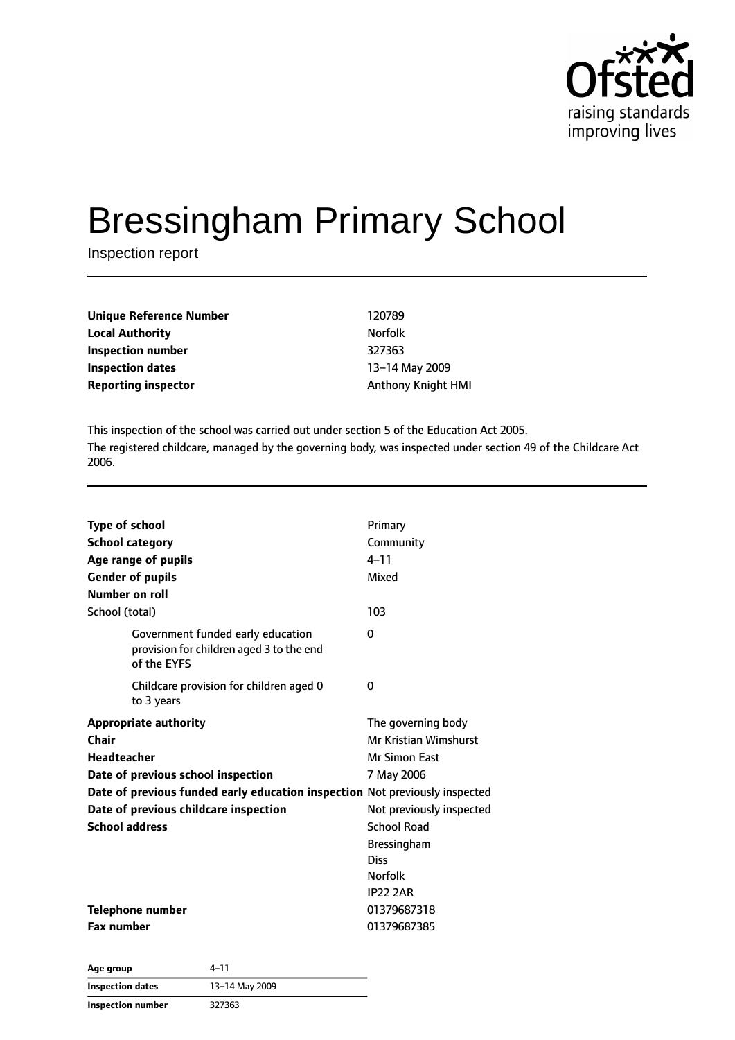Ofsted
raising standards
improving lives

# Bressingham Primary School

Inspection report

| | |
|---|---|
| **Unique Reference Number** | 120789 |
| **Local Authority** | Norfolk |
| **Inspection number** | 327363 |
| **Inspection dates** | 13–14 May 2009 |
| **Reporting inspector** | Anthony Knight HMI |

This inspection of the school was carried out under section 5 of the Education Act 2005.

The registered childcare, managed by the governing body, was inspected under section 49 of the Childcare Act 2006.

| | |
|---|---|
| **Type of school** | Primary |
| **School category** | Community |
| **Age range of pupils** | 4–11 |
| **Gender of pupils** | Mixed |
| **Number on roll** | |
| School (total) | 103 |
| Government funded early education provision for children aged 3 to the end of the EYFS | 0 |
| Childcare provision for children aged 0 to 3 years | 0 |
| **Appropriate authority** | The governing body |
| **Chair** | Mr Kristian Wimshurst |
| **Headteacher** | Mr Simon East |
| **Date of previous school inspection** | 7 May 2006 |
| **Date of previous funded early education inspection** | Not previously inspected |
| **Date of previous childcare inspection** | Not previously inspected |
| **School address** | School Road<br>Bressingham<br>Diss<br>Norfolk<br>IP22 2AR |
| **Telephone number** | 01379687318 |
| **Fax number** | 01379687385 |

| | |
|---|---|
| **Age group** | 4–11 |
| **Inspection dates** | 13–14 May 2009 |
| **Inspection number** | 327363 |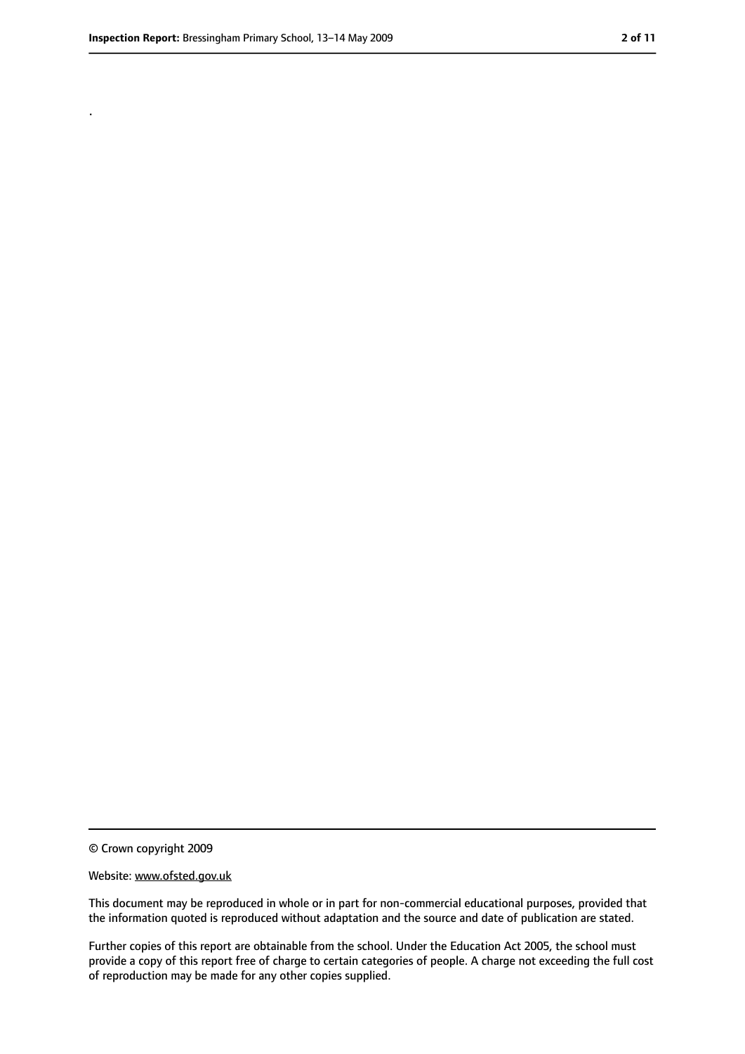.

© Crown copyright 2009

Website: www.ofsted.gov.uk

This document may be reproduced in whole or in part for non-commercial educational purposes, provided that the information quoted is reproduced without adaptation and the source and date of publication are stated.

Further copies of this report are obtainable from the school. Under the Education Act 2005, the school must provide a copy of this report free of charge to certain categories of people. A charge not exceeding the full cost of reproduction may be made for any other copies supplied.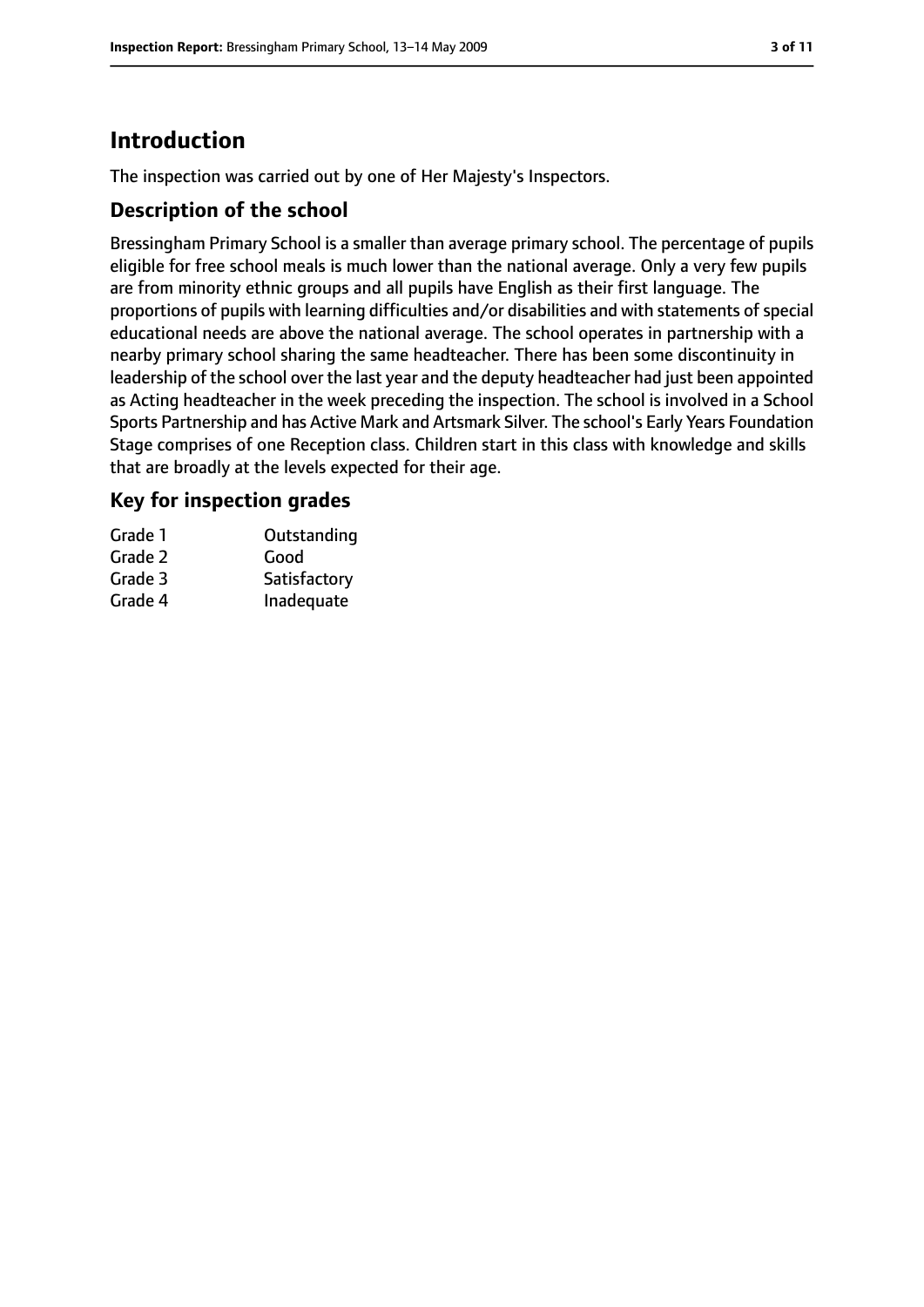# Introduction

The inspection was carried out by one of Her Majesty's Inspectors.

## Description of the school

Bressingham Primary School is a smaller than average primary school. The percentage of pupils eligible for free school meals is much lower than the national average. Only a very few pupils are from minority ethnic groups and all pupils have English as their first language. The proportions of pupils with learning difficulties and/or disabilities and with statements of special educational needs are above the national average. The school operates in partnership with a nearby primary school sharing the same headteacher. There has been some discontinuity in leadership of the school over the last year and the deputy headteacher had just been appointed as Acting headteacher in the week preceding the inspection. The school is involved in a School Sports Partnership and has Active Mark and Artsmark Silver. The school's Early Years Foundation Stage comprises of one Reception class. Children start in this class with knowledge and skills that are broadly at the levels expected for their age.

## Key for inspection grades

| | |
|---|---|
| Grade 1 | Outstanding |
| Grade 2 | Good |
| Grade 3 | Satisfactory |
| Grade 4 | Inadequate |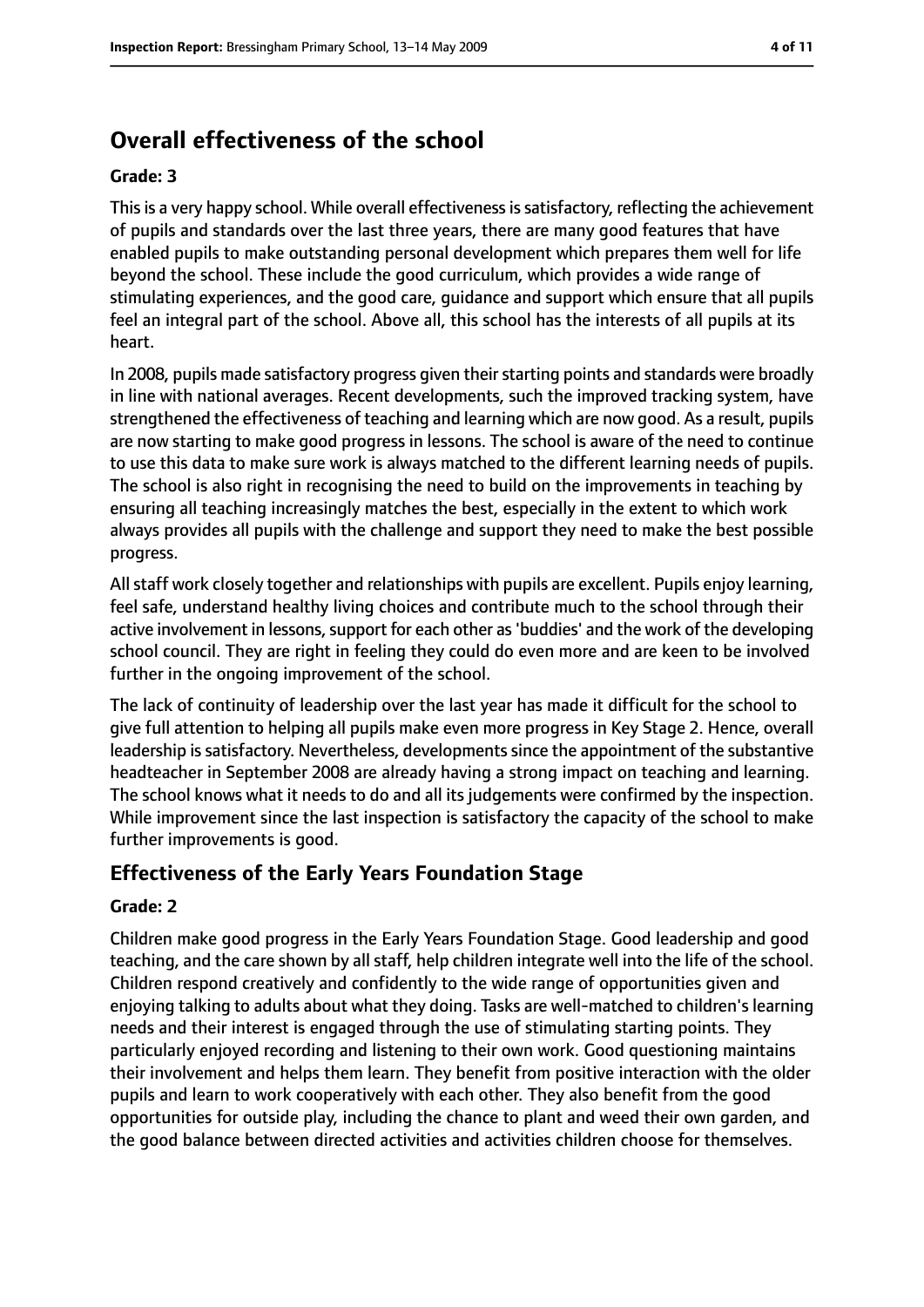## Overall effectiveness of the school

**Grade: 3**

This is a very happy school. While overall effectiveness is satisfactory, reflecting the achievement of pupils and standards over the last three years, there are many good features that have enabled pupils to make outstanding personal development which prepares them well for life beyond the school. These include the good curriculum, which provides a wide range of stimulating experiences, and the good care, guidance and support which ensure that all pupils feel an integral part of the school. Above all, this school has the interests of all pupils at its heart.

In 2008, pupils made satisfactory progress given their starting points and standards were broadly in line with national averages. Recent developments, such the improved tracking system, have strengthened the effectiveness of teaching and learning which are now good. As a result, pupils are now starting to make good progress in lessons. The school is aware of the need to continue to use this data to make sure work is always matched to the different learning needs of pupils. The school is also right in recognising the need to build on the improvements in teaching by ensuring all teaching increasingly matches the best, especially in the extent to which work always provides all pupils with the challenge and support they need to make the best possible progress.

All staff work closely together and relationships with pupils are excellent. Pupils enjoy learning, feel safe, understand healthy living choices and contribute much to the school through their active involvement in lessons, support for each other as 'buddies' and the work of the developing school council. They are right in feeling they could do even more and are keen to be involved further in the ongoing improvement of the school.

The lack of continuity of leadership over the last year has made it difficult for the school to give full attention to helping all pupils make even more progress in Key Stage 2. Hence, overall leadership is satisfactory. Nevertheless, developments since the appointment of the substantive headteacher in September 2008 are already having a strong impact on teaching and learning. The school knows what it needs to do and all its judgements were confirmed by the inspection. While improvement since the last inspection is satisfactory the capacity of the school to make further improvements is good.

### Effectiveness of the Early Years Foundation Stage

**Grade: 2**

Children make good progress in the Early Years Foundation Stage. Good leadership and good teaching, and the care shown by all staff, help children integrate well into the life of the school. Children respond creatively and confidently to the wide range of opportunities given and enjoying talking to adults about what they doing. Tasks are well-matched to children's learning needs and their interest is engaged through the use of stimulating starting points. They particularly enjoyed recording and listening to their own work. Good questioning maintains their involvement and helps them learn. They benefit from positive interaction with the older pupils and learn to work cooperatively with each other. They also benefit from the good opportunities for outside play, including the chance to plant and weed their own garden, and the good balance between directed activities and activities children choose for themselves.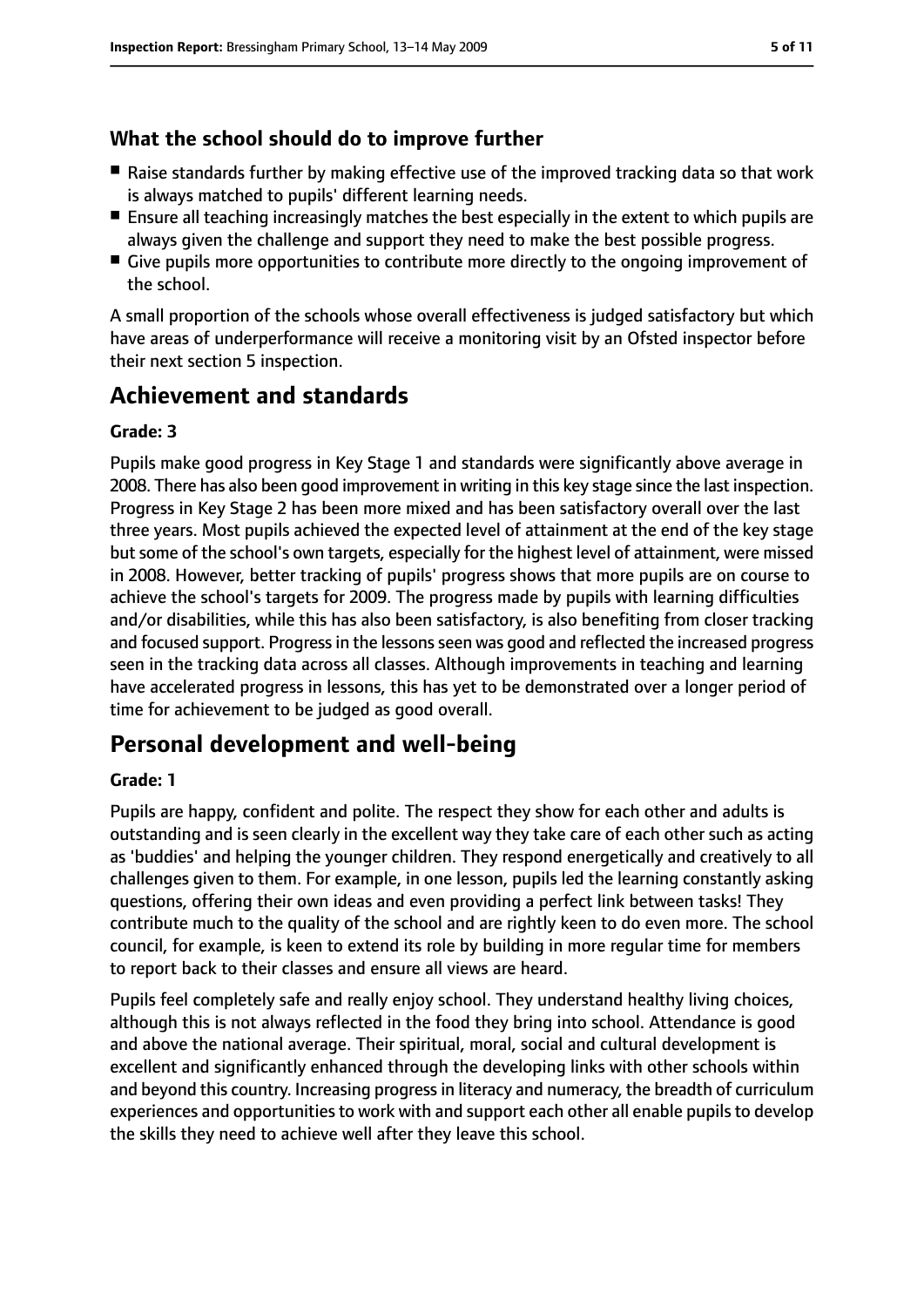### What the school should do to improve further

- Raise standards further by making effective use of the improved tracking data so that work is always matched to pupils' different learning needs.
- Ensure all teaching increasingly matches the best especially in the extent to which pupils are always given the challenge and support they need to make the best possible progress.
- Give pupils more opportunities to contribute more directly to the ongoing improvement of the school.

A small proportion of the schools whose overall effectiveness is judged satisfactory but which have areas of underperformance will receive a monitoring visit by an Ofsted inspector before their next section 5 inspection.

## Achievement and standards

#### Grade: 3

Pupils make good progress in Key Stage 1 and standards were significantly above average in 2008. There has also been good improvement in writing in this key stage since the last inspection. Progress in Key Stage 2 has been more mixed and has been satisfactory overall over the last three years. Most pupils achieved the expected level of attainment at the end of the key stage but some of the school's own targets, especially for the highest level of attainment, were missed in 2008. However, better tracking of pupils' progress shows that more pupils are on course to achieve the school's targets for 2009. The progress made by pupils with learning difficulties and/or disabilities, while this has also been satisfactory, is also benefiting from closer tracking and focused support. Progress in the lessons seen was good and reflected the increased progress seen in the tracking data across all classes. Although improvements in teaching and learning have accelerated progress in lessons, this has yet to be demonstrated over a longer period of time for achievement to be judged as good overall.

## Personal development and well-being

#### Grade: 1

Pupils are happy, confident and polite. The respect they show for each other and adults is outstanding and is seen clearly in the excellent way they take care of each other such as acting as 'buddies' and helping the younger children. They respond energetically and creatively to all challenges given to them. For example, in one lesson, pupils led the learning constantly asking questions, offering their own ideas and even providing a perfect link between tasks! They contribute much to the quality of the school and are rightly keen to do even more. The school council, for example, is keen to extend its role by building in more regular time for members to report back to their classes and ensure all views are heard.

Pupils feel completely safe and really enjoy school. They understand healthy living choices, although this is not always reflected in the food they bring into school. Attendance is good and above the national average. Their spiritual, moral, social and cultural development is excellent and significantly enhanced through the developing links with other schools within and beyond this country. Increasing progress in literacy and numeracy, the breadth of curriculum experiences and opportunities to work with and support each other all enable pupils to develop the skills they need to achieve well after they leave this school.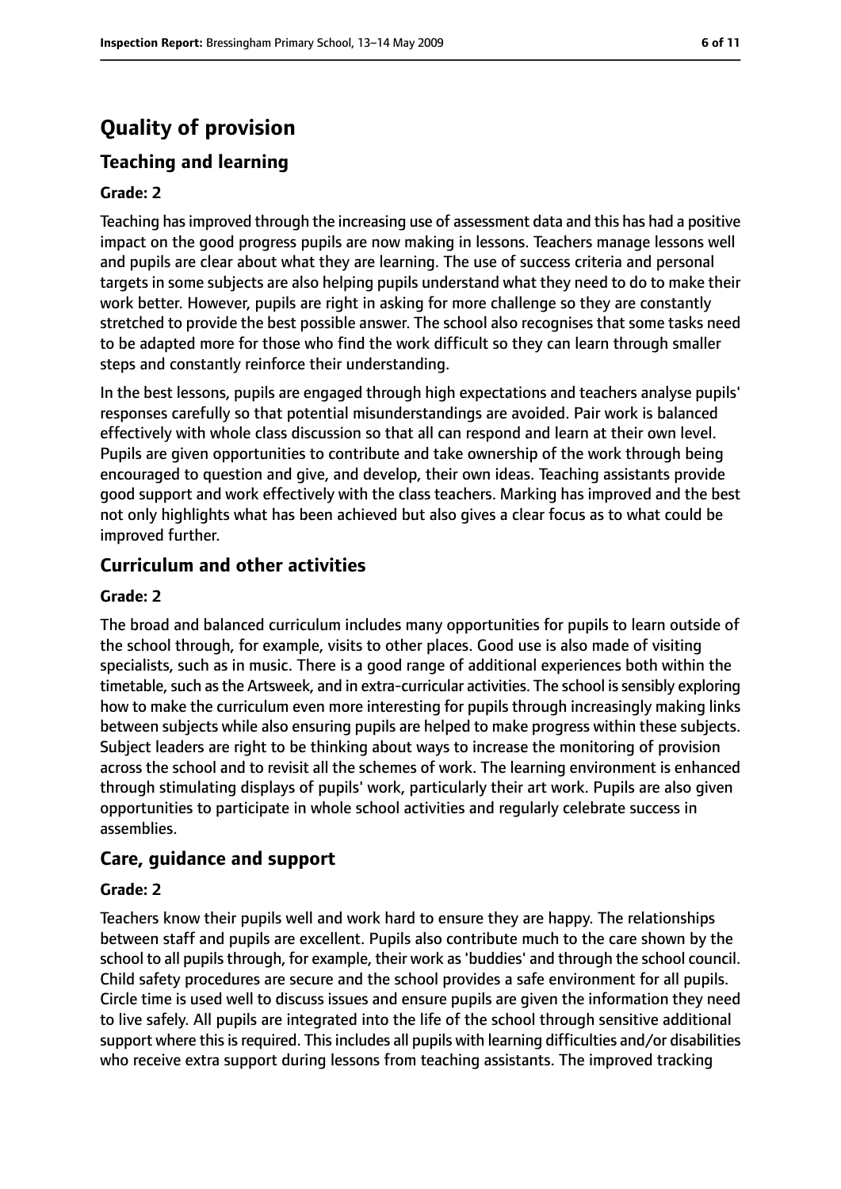# Quality of provision

## Teaching and learning

### Grade: 2

Teaching has improved through the increasing use of assessment data and this has had a positive impact on the good progress pupils are now making in lessons. Teachers manage lessons well and pupils are clear about what they are learning. The use of success criteria and personal targets in some subjects are also helping pupils understand what they need to do to make their work better. However, pupils are right in asking for more challenge so they are constantly stretched to provide the best possible answer. The school also recognises that some tasks need to be adapted more for those who find the work difficult so they can learn through smaller steps and constantly reinforce their understanding.

In the best lessons, pupils are engaged through high expectations and teachers analyse pupils' responses carefully so that potential misunderstandings are avoided. Pair work is balanced effectively with whole class discussion so that all can respond and learn at their own level. Pupils are given opportunities to contribute and take ownership of the work through being encouraged to question and give, and develop, their own ideas. Teaching assistants provide good support and work effectively with the class teachers. Marking has improved and the best not only highlights what has been achieved but also gives a clear focus as to what could be improved further.

## Curriculum and other activities

### Grade: 2

The broad and balanced curriculum includes many opportunities for pupils to learn outside of the school through, for example, visits to other places. Good use is also made of visiting specialists, such as in music. There is a good range of additional experiences both within the timetable, such as the Artsweek, and in extra-curricular activities. The school is sensibly exploring how to make the curriculum even more interesting for pupils through increasingly making links between subjects while also ensuring pupils are helped to make progress within these subjects. Subject leaders are right to be thinking about ways to increase the monitoring of provision across the school and to revisit all the schemes of work. The learning environment is enhanced through stimulating displays of pupils' work, particularly their art work. Pupils are also given opportunities to participate in whole school activities and regularly celebrate success in assemblies.

## Care, guidance and support

### Grade: 2

Teachers know their pupils well and work hard to ensure they are happy. The relationships between staff and pupils are excellent. Pupils also contribute much to the care shown by the school to all pupils through, for example, their work as 'buddies' and through the school council. Child safety procedures are secure and the school provides a safe environment for all pupils. Circle time is used well to discuss issues and ensure pupils are given the information they need to live safely. All pupils are integrated into the life of the school through sensitive additional support where this is required. This includes all pupils with learning difficulties and/or disabilities who receive extra support during lessons from teaching assistants. The improved tracking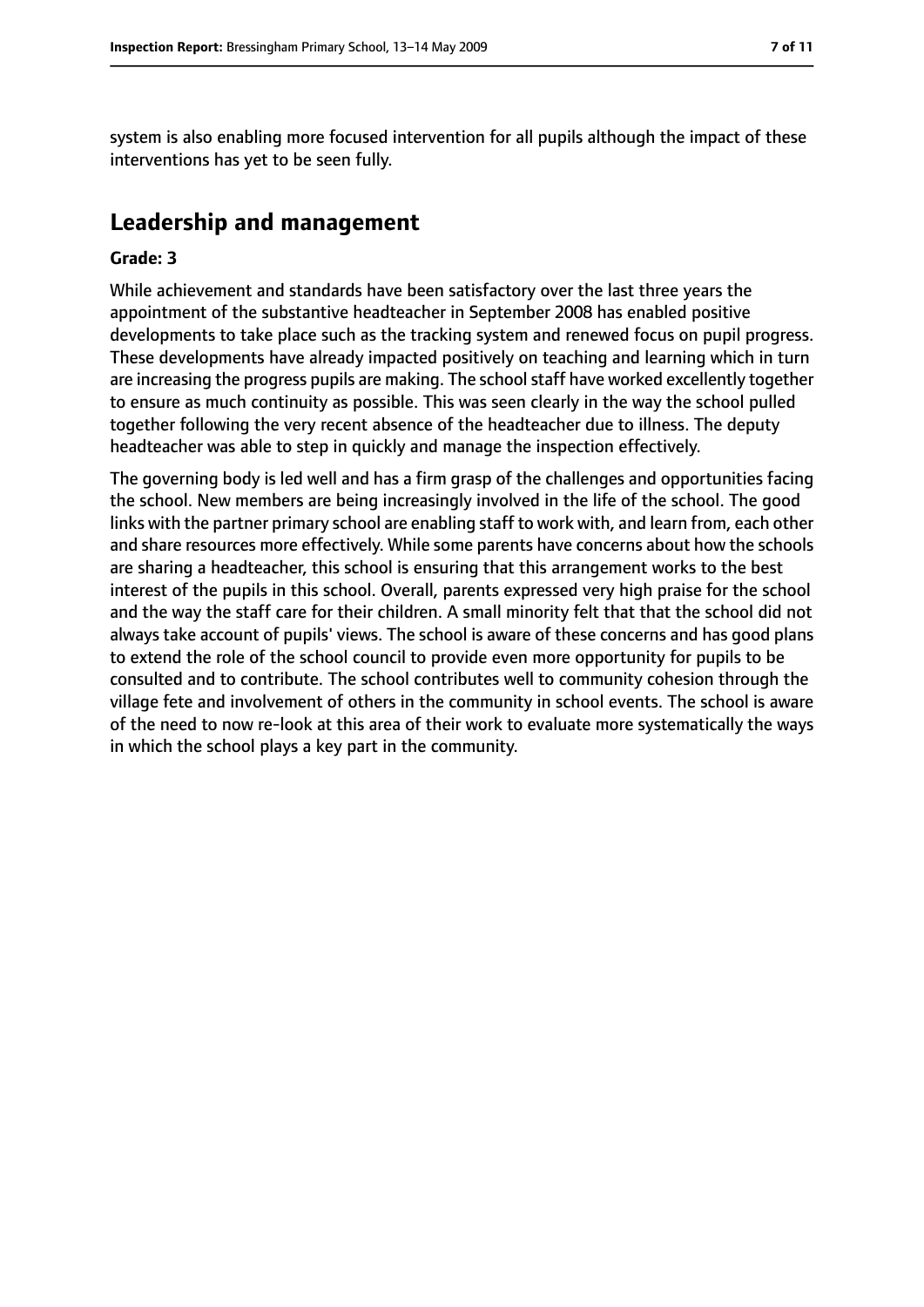system is also enabling more focused intervention for all pupils although the impact of these interventions has yet to be seen fully.

## Leadership and management

**Grade: 3**

While achievement and standards have been satisfactory over the last three years the appointment of the substantive headteacher in September 2008 has enabled positive developments to take place such as the tracking system and renewed focus on pupil progress. These developments have already impacted positively on teaching and learning which in turn are increasing the progress pupils are making. The school staff have worked excellently together to ensure as much continuity as possible. This was seen clearly in the way the school pulled together following the very recent absence of the headteacher due to illness. The deputy headteacher was able to step in quickly and manage the inspection effectively.

The governing body is led well and has a firm grasp of the challenges and opportunities facing the school. New members are being increasingly involved in the life of the school. The good links with the partner primary school are enabling staff to work with, and learn from, each other and share resources more effectively. While some parents have concerns about how the schools are sharing a headteacher, this school is ensuring that this arrangement works to the best interest of the pupils in this school. Overall, parents expressed very high praise for the school and the way the staff care for their children. A small minority felt that that the school did not always take account of pupils' views. The school is aware of these concerns and has good plans to extend the role of the school council to provide even more opportunity for pupils to be consulted and to contribute. The school contributes well to community cohesion through the village fete and involvement of others in the community in school events. The school is aware of the need to now re-look at this area of their work to evaluate more systematically the ways in which the school plays a key part in the community.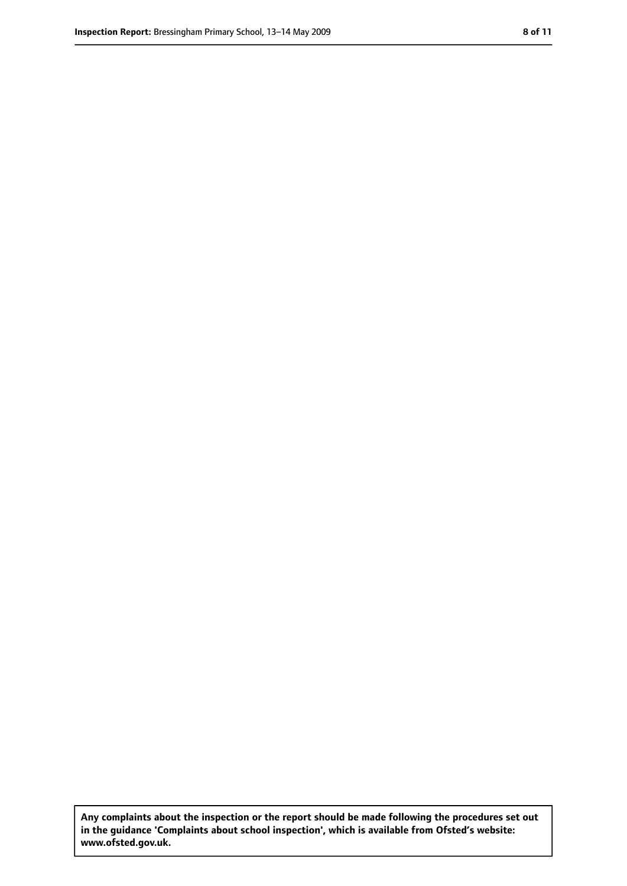**Any complaints about the inspection or the report should be made following the procedures set out in the guidance 'Complaints about school inspection', which is available from Ofsted's website: www.ofsted.gov.uk.**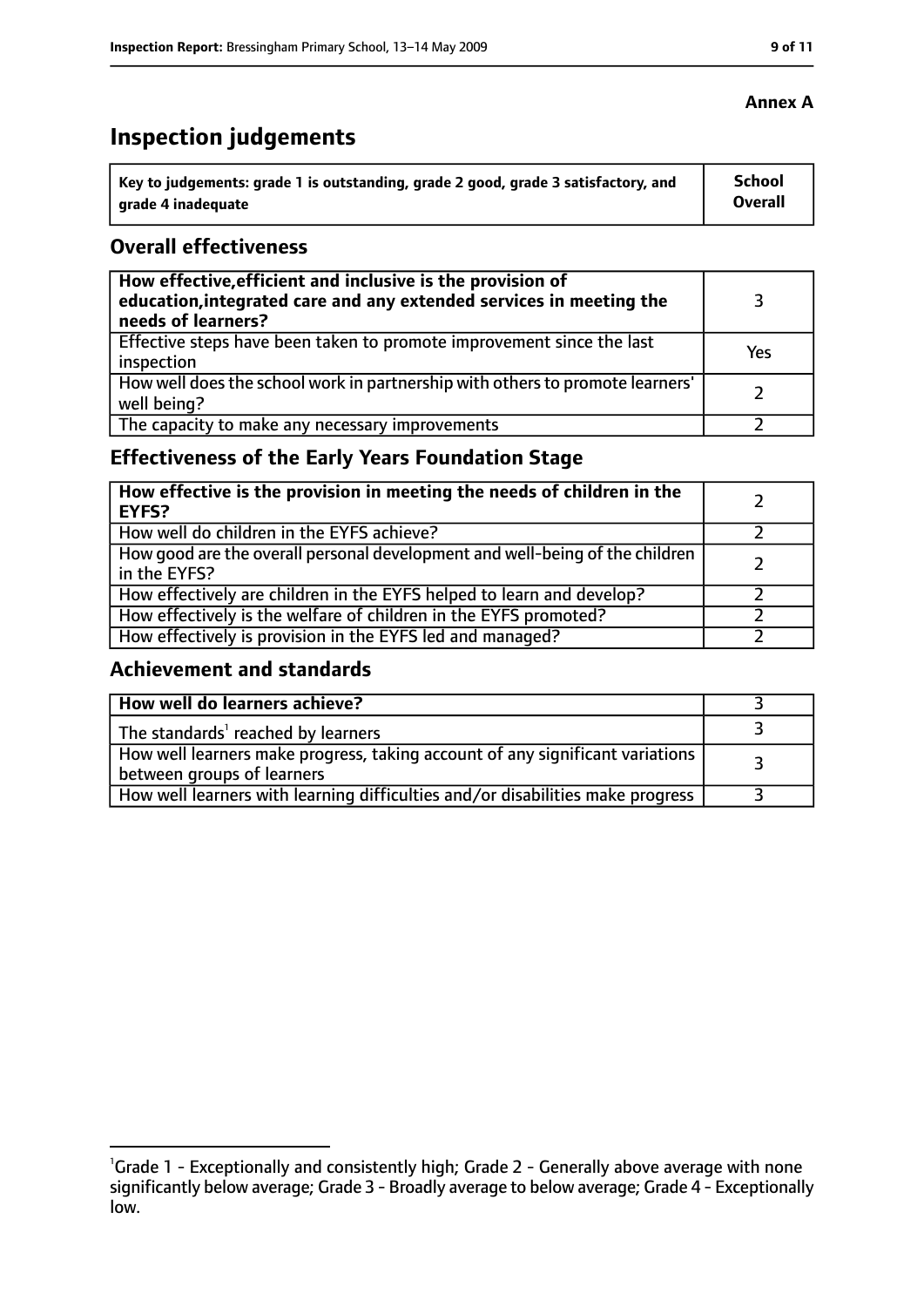**Annex A**

# Inspection judgements

| Key to judgements: grade 1 is outstanding, grade 2 good, grade 3 satisfactory, and grade 4 inadequate | School Overall |
|---|---|

## Overall effectiveness

| | |
|---|---|
| **How effective, efficient and inclusive is the provision of education, integrated care and any extended services in meeting the needs of learners?** | 3 |
| Effective steps have been taken to promote improvement since the last inspection | Yes |
| How well does the school work in partnership with others to promote learners' well being? | 2 |
| The capacity to make any necessary improvements | 2 |

## Effectiveness of the Early Years Foundation Stage

| | |
|---|---|
| **How effective is the provision in meeting the needs of children in the EYFS?** | 2 |
| How well do children in the EYFS achieve? | 2 |
| How good are the overall personal development and well-being of the children in the EYFS? | 2 |
| How effectively are children in the EYFS helped to learn and develop? | 2 |
| How effectively is the welfare of children in the EYFS promoted? | 2 |
| How effectively is provision in the EYFS led and managed? | 2 |

## Achievement and standards

| | |
|---|---|
| **How well do learners achieve?** | 3 |
| The standards[1] reached by learners | 3 |
| How well learners make progress, taking account of any significant variations between groups of learners | 3 |
| How well learners with learning difficulties and/or disabilities make progress | 3 |

[1]Grade 1 - Exceptionally and consistently high; Grade 2 - Generally above average with none significantly below average; Grade 3 - Broadly average to below average; Grade 4 - Exceptionally low.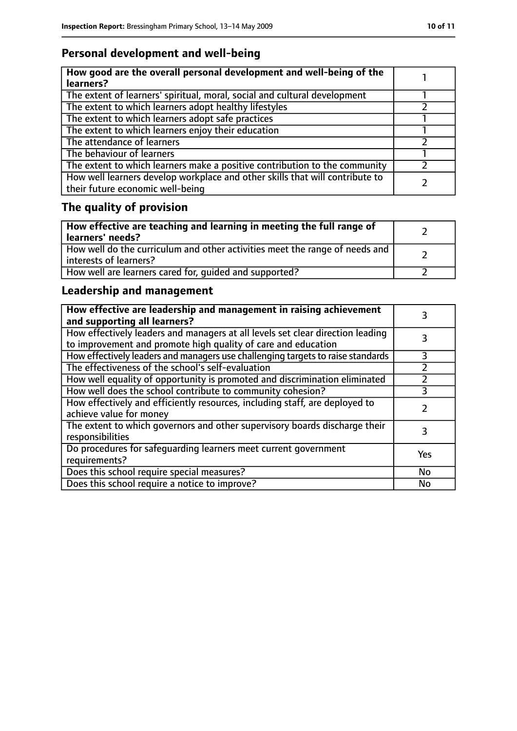## Personal development and well-being

| **How good are the overall personal development and well-being of the learners?** | 1 |
|---|---|
| The extent of learners' spiritual, moral, social and cultural development | 1 |
| The extent to which learners adopt healthy lifestyles | 2 |
| The extent to which learners adopt safe practices | 1 |
| The extent to which learners enjoy their education | 1 |
| The attendance of learners | 2 |
| The behaviour of learners | 1 |
| The extent to which learners make a positive contribution to the community | 2 |
| How well learners develop workplace and other skills that will contribute to their future economic well-being | 2 |

## The quality of provision

| **How effective are teaching and learning in meeting the full range of learners' needs?** | 2 |
|---|---|
| How well do the curriculum and other activities meet the range of needs and interests of learners? | 2 |
| How well are learners cared for, guided and supported? | 2 |

## Leadership and management

| **How effective are leadership and management in raising achievement and supporting all learners?** | 3 |
|---|---|
| How effectively leaders and managers at all levels set clear direction leading to improvement and promote high quality of care and education | 3 |
| How effectively leaders and managers use challenging targets to raise standards | 3 |
| The effectiveness of the school's self-evaluation | 2 |
| How well equality of opportunity is promoted and discrimination eliminated | 2 |
| How well does the school contribute to community cohesion? | 3 |
| How effectively and efficiently resources, including staff, are deployed to achieve value for money | 2 |
| The extent to which governors and other supervisory boards discharge their responsibilities | 3 |
| Do procedures for safeguarding learners meet current government requirements? | Yes |
| Does this school require special measures? | No |
| Does this school require a notice to improve? | No |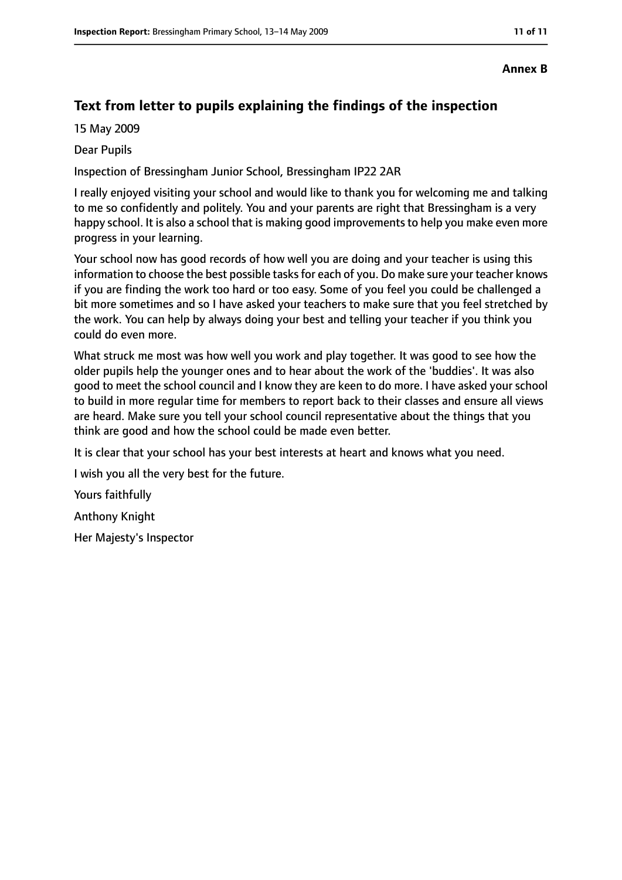**Annex B**

## Text from letter to pupils explaining the findings of the inspection

15 May 2009

Dear Pupils

Inspection of Bressingham Junior School, Bressingham IP22 2AR

I really enjoyed visiting your school and would like to thank you for welcoming me and talking to me so confidently and politely. You and your parents are right that Bressingham is a very happy school. It is also a school that is making good improvements to help you make even more progress in your learning.

Your school now has good records of how well you are doing and your teacher is using this information to choose the best possible tasks for each of you. Do make sure your teacher knows if you are finding the work too hard or too easy. Some of you feel you could be challenged a bit more sometimes and so I have asked your teachers to make sure that you feel stretched by the work. You can help by always doing your best and telling your teacher if you think you could do even more.

What struck me most was how well you work and play together. It was good to see how the older pupils help the younger ones and to hear about the work of the 'buddies'. It was also good to meet the school council and I know they are keen to do more. I have asked your school to build in more regular time for members to report back to their classes and ensure all views are heard. Make sure you tell your school council representative about the things that you think are good and how the school could be made even better.

It is clear that your school has your best interests at heart and knows what you need.

I wish you all the very best for the future.

Yours faithfully

Anthony Knight

Her Majesty's Inspector